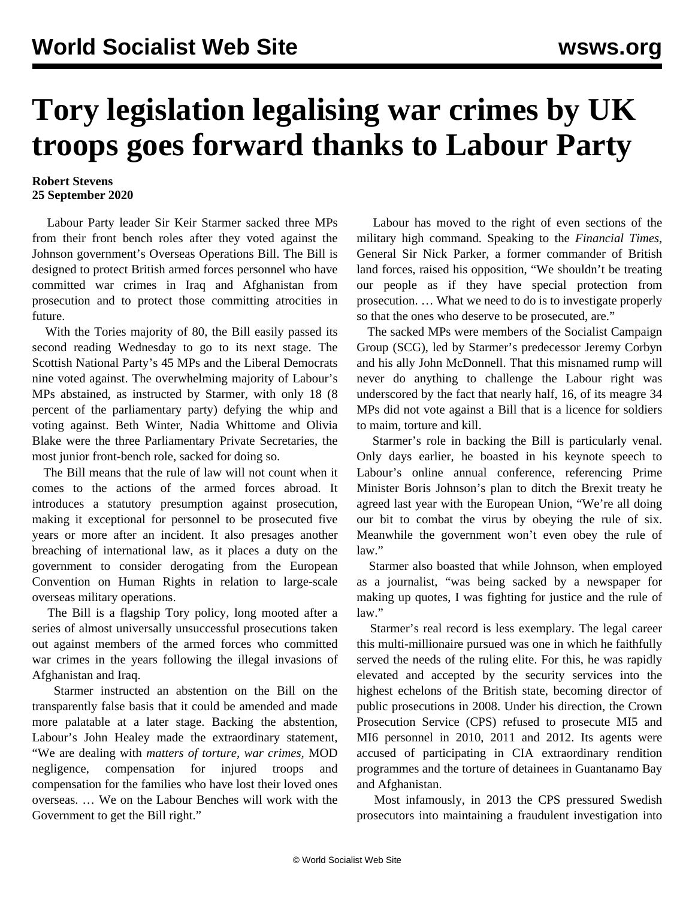# Tory legislation legalising war crimes by UK troops goes forward thanks to Labour Party

**Robert Stevens**
**25 September 2020**

Labour Party leader Sir Keir Starmer sacked three MPs from their front bench roles after they voted against the Johnson government's Overseas Operations Bill. The Bill is designed to protect British armed forces personnel who have committed war crimes in Iraq and Afghanistan from prosecution and to protect those committing atrocities in future.

With the Tories majority of 80, the Bill easily passed its second reading Wednesday to go to its next stage. The Scottish National Party's 45 MPs and the Liberal Democrats nine voted against. The overwhelming majority of Labour's MPs abstained, as instructed by Starmer, with only 18 (8 percent of the parliamentary party) defying the whip and voting against. Beth Winter, Nadia Whittome and Olivia Blake were the three Parliamentary Private Secretaries, the most junior front-bench role, sacked for doing so.

The Bill means that the rule of law will not count when it comes to the actions of the armed forces abroad. It introduces a statutory presumption against prosecution, making it exceptional for personnel to be prosecuted five years or more after an incident. It also presages another breaching of international law, as it places a duty on the government to consider derogating from the European Convention on Human Rights in relation to large-scale overseas military operations.

The Bill is a flagship Tory policy, long mooted after a series of almost universally unsuccessful prosecutions taken out against members of the armed forces who committed war crimes in the years following the illegal invasions of Afghanistan and Iraq.

Starmer instructed an abstention on the Bill on the transparently false basis that it could be amended and made more palatable at a later stage. Backing the abstention, Labour's John Healey made the extraordinary statement, "We are dealing with *matters of torture, war crimes*, MOD negligence, compensation for injured troops and compensation for the families who have lost their loved ones overseas. … We on the Labour Benches will work with the Government to get the Bill right."

Labour has moved to the right of even sections of the military high command. Speaking to the *Financial Times*, General Sir Nick Parker, a former commander of British land forces, raised his opposition, "We shouldn't be treating our people as if they have special protection from prosecution. … What we need to do is to investigate properly so that the ones who deserve to be prosecuted, are."

The sacked MPs were members of the Socialist Campaign Group (SCG), led by Starmer's predecessor Jeremy Corbyn and his ally John McDonnell. That this misnamed rump will never do anything to challenge the Labour right was underscored by the fact that nearly half, 16, of its meagre 34 MPs did not vote against a Bill that is a licence for soldiers to maim, torture and kill.

Starmer's role in backing the Bill is particularly venal. Only days earlier, he boasted in his keynote speech to Labour's online annual conference, referencing Prime Minister Boris Johnson's plan to ditch the Brexit treaty he agreed last year with the European Union, "We're all doing our bit to combat the virus by obeying the rule of six. Meanwhile the government won't even obey the rule of law."

Starmer also boasted that while Johnson, when employed as a journalist, "was being sacked by a newspaper for making up quotes, I was fighting for justice and the rule of law."

Starmer's real record is less exemplary. The legal career this multi-millionaire pursued was one in which he faithfully served the needs of the ruling elite. For this, he was rapidly elevated and accepted by the security services into the highest echelons of the British state, becoming director of public prosecutions in 2008. Under his direction, the Crown Prosecution Service (CPS) refused to prosecute MI5 and MI6 personnel in 2010, 2011 and 2012. Its agents were accused of participating in CIA extraordinary rendition programmes and the torture of detainees in Guantanamo Bay and Afghanistan.

Most infamously, in 2013 the CPS pressured Swedish prosecutors into maintaining a fraudulent investigation into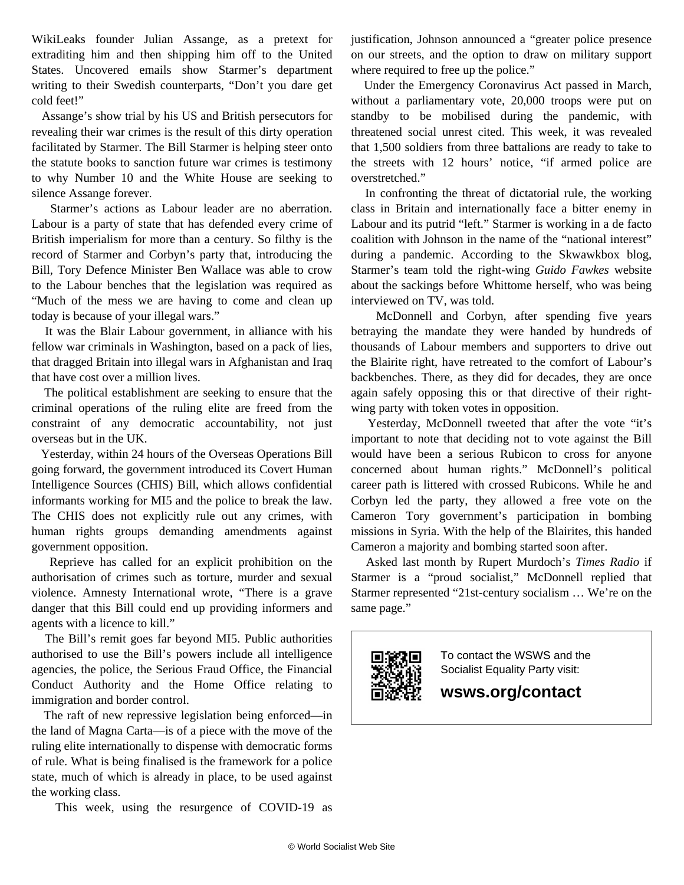WikiLeaks founder Julian Assange, as a pretext for extraditing him and then shipping him off to the United States. Uncovered emails show Starmer's department writing to their Swedish counterparts, "Don't you dare get cold feet!"

Assange's show trial by his US and British persecutors for revealing their war crimes is the result of this dirty operation facilitated by Starmer. The Bill Starmer is helping steer onto the statute books to sanction future war crimes is testimony to why Number 10 and the White House are seeking to silence Assange forever.

Starmer's actions as Labour leader are no aberration. Labour is a party of state that has defended every crime of British imperialism for more than a century. So filthy is the record of Starmer and Corbyn's party that, introducing the Bill, Tory Defence Minister Ben Wallace was able to crow to the Labour benches that the legislation was required as "Much of the mess we are having to come and clean up today is because of your illegal wars."

It was the Blair Labour government, in alliance with his fellow war criminals in Washington, based on a pack of lies, that dragged Britain into illegal wars in Afghanistan and Iraq that have cost over a million lives.

The political establishment are seeking to ensure that the criminal operations of the ruling elite are freed from the constraint of any democratic accountability, not just overseas but in the UK.

Yesterday, within 24 hours of the Overseas Operations Bill going forward, the government introduced its Covert Human Intelligence Sources (CHIS) Bill, which allows confidential informants working for MI5 and the police to break the law. The CHIS does not explicitly rule out any crimes, with human rights groups demanding amendments against government opposition.

Reprieve has called for an explicit prohibition on the authorisation of crimes such as torture, murder and sexual violence. Amnesty International wrote, "There is a grave danger that this Bill could end up providing informers and agents with a licence to kill."

The Bill's remit goes far beyond MI5. Public authorities authorised to use the Bill's powers include all intelligence agencies, the police, the Serious Fraud Office, the Financial Conduct Authority and the Home Office relating to immigration and border control.

The raft of new repressive legislation being enforced—in the land of Magna Carta—is of a piece with the move of the ruling elite internationally to dispense with democratic forms of rule. What is being finalised is the framework for a police state, much of which is already in place, to be used against the working class.

This week, using the resurgence of COVID-19 as justification, Johnson announced a "greater police presence on our streets, and the option to draw on military support where required to free up the police."

Under the Emergency Coronavirus Act passed in March, without a parliamentary vote, 20,000 troops were put on standby to be mobilised during the pandemic, with threatened social unrest cited. This week, it was revealed that 1,500 soldiers from three battalions are ready to take to the streets with 12 hours' notice, "if armed police are overstretched."

In confronting the threat of dictatorial rule, the working class in Britain and internationally face a bitter enemy in Labour and its putrid "left." Starmer is working in a de facto coalition with Johnson in the name of the "national interest" during a pandemic. According to the Skwawkbox blog, Starmer's team told the right-wing *Guido Fawkes* website about the sackings before Whittome herself, who was being interviewed on TV, was told.

McDonnell and Corbyn, after spending five years betraying the mandate they were handed by hundreds of thousands of Labour members and supporters to drive out the Blairite right, have retreated to the comfort of Labour's backbenches. There, as they did for decades, they are once again safely opposing this or that directive of their right-wing party with token votes in opposition.

Yesterday, McDonnell tweeted that after the vote "it's important to note that deciding not to vote against the Bill would have been a serious Rubicon to cross for anyone concerned about human rights." McDonnell's political career path is littered with crossed Rubicons. While he and Corbyn led the party, they allowed a free vote on the Cameron Tory government's participation in bombing missions in Syria. With the help of the Blairites, this handed Cameron a majority and bombing started soon after.

Asked last month by Rupert Murdoch's *Times Radio* if Starmer is a "proud socialist," McDonnell replied that Starmer represented "21st-century socialism … We're on the same page."

To contact the WSWS and the Socialist Equality Party visit:

**wsws.org/contact**